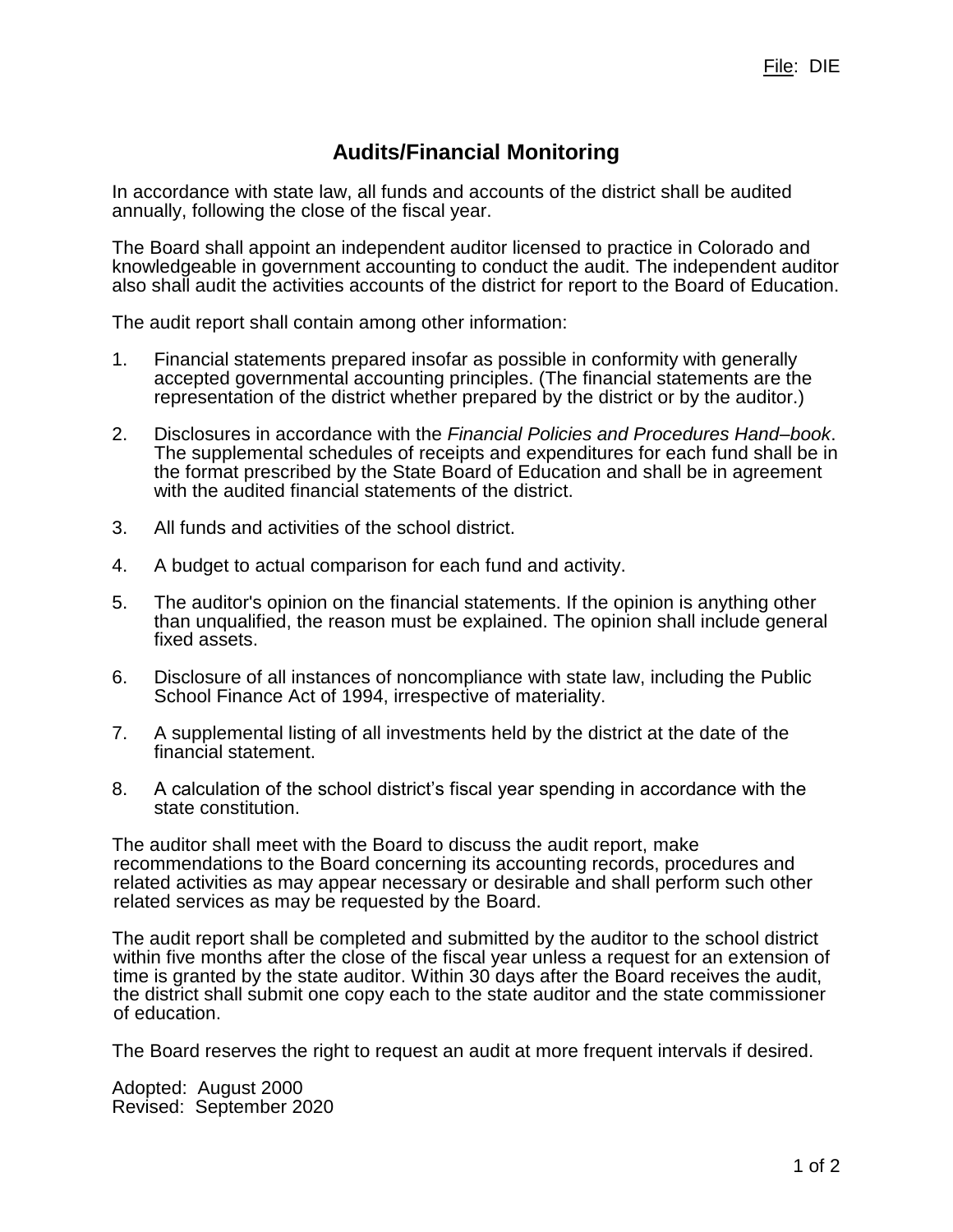File: DIE

# Audits/Financial Monitoring

In accordance with state law, all funds and accounts of the district shall be audited annually, following the close of the fiscal year.

The Board shall appoint an independent auditor licensed to practice in Colorado and knowledgeable in government accounting to conduct the audit. The independent auditor also shall audit the activities accounts of the district for report to the Board of Education.

The audit report shall contain among other information:

1. Financial statements prepared insofar as possible in conformity with generally accepted governmental accounting principles. (The financial statements are the representation of the district whether prepared by the district or by the auditor.)

2. Disclosures in accordance with the *Financial Policies and Procedures Hand–book*. The supplemental schedules of receipts and expenditures for each fund shall be in the format prescribed by the State Board of Education and shall be in agreement with the audited financial statements of the district.

3. All funds and activities of the school district.

4. A budget to actual comparison for each fund and activity.

5. The auditor's opinion on the financial statements. If the opinion is anything other than unqualified, the reason must be explained. The opinion shall include general fixed assets.

6. Disclosure of all instances of noncompliance with state law, including the Public School Finance Act of 1994, irrespective of materiality.

7. A supplemental listing of all investments held by the district at the date of the financial statement.

8. A calculation of the school district's fiscal year spending in accordance with the state constitution.

The auditor shall meet with the Board to discuss the audit report, make recommendations to the Board concerning its accounting records, procedures and related activities as may appear necessary or desirable and shall perform such other related services as may be requested by the Board.

The audit report shall be completed and submitted by the auditor to the school district within five months after the close of the fiscal year unless a request for an extension of time is granted by the state auditor. Within 30 days after the Board receives the audit, the district shall submit one copy each to the state auditor and the state commissioner of education.

The Board reserves the right to request an audit at more frequent intervals if desired.

Adopted: August 2000
Revised: September 2020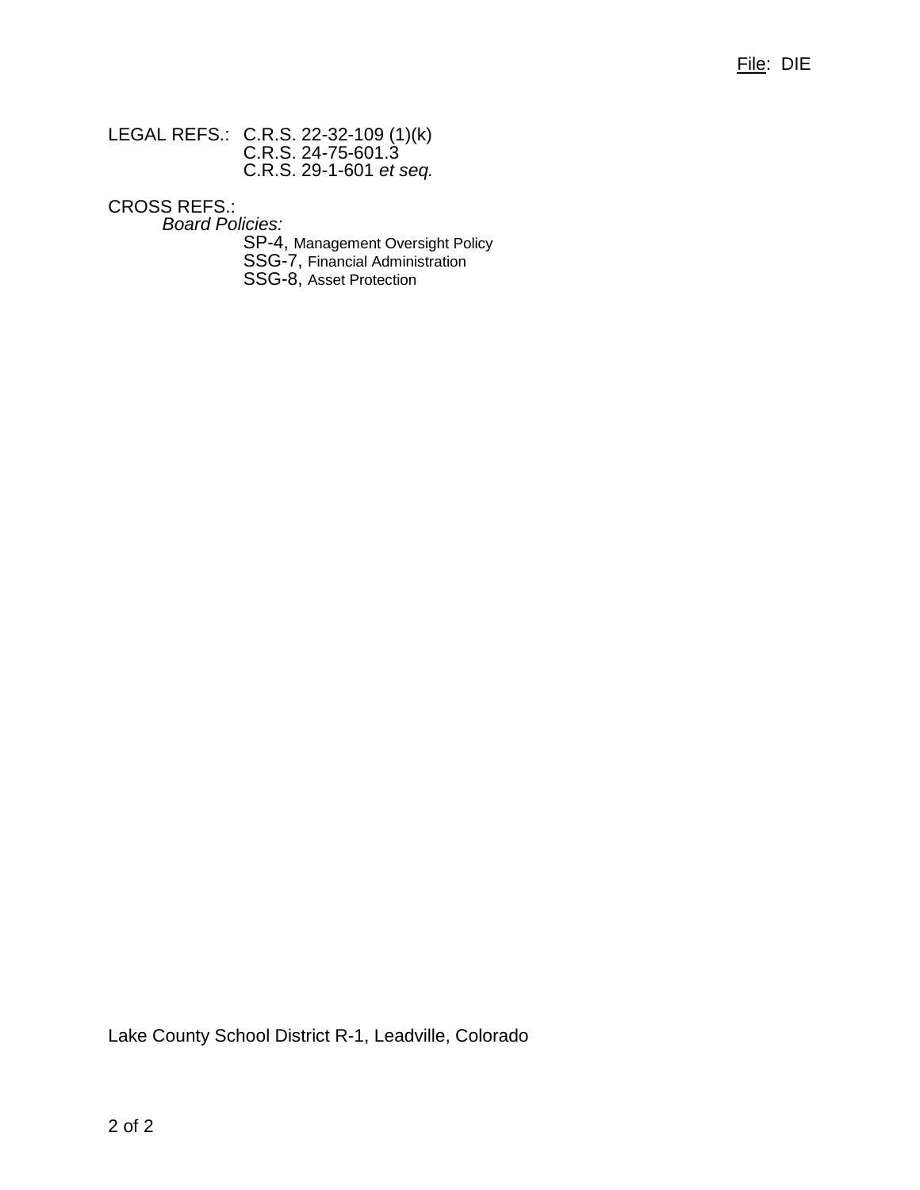LEGAL REFS.: C.R.S. 22-32-109 (1)(k)
C.R.S. 24-75-601.3
C.R.S. 29-1-601 *et seq.*

CROSS REFS.:
*Board Policies:*
SP-4, Management Oversight Policy
SSG-7, Financial Administration
SSG-8, Asset Protection